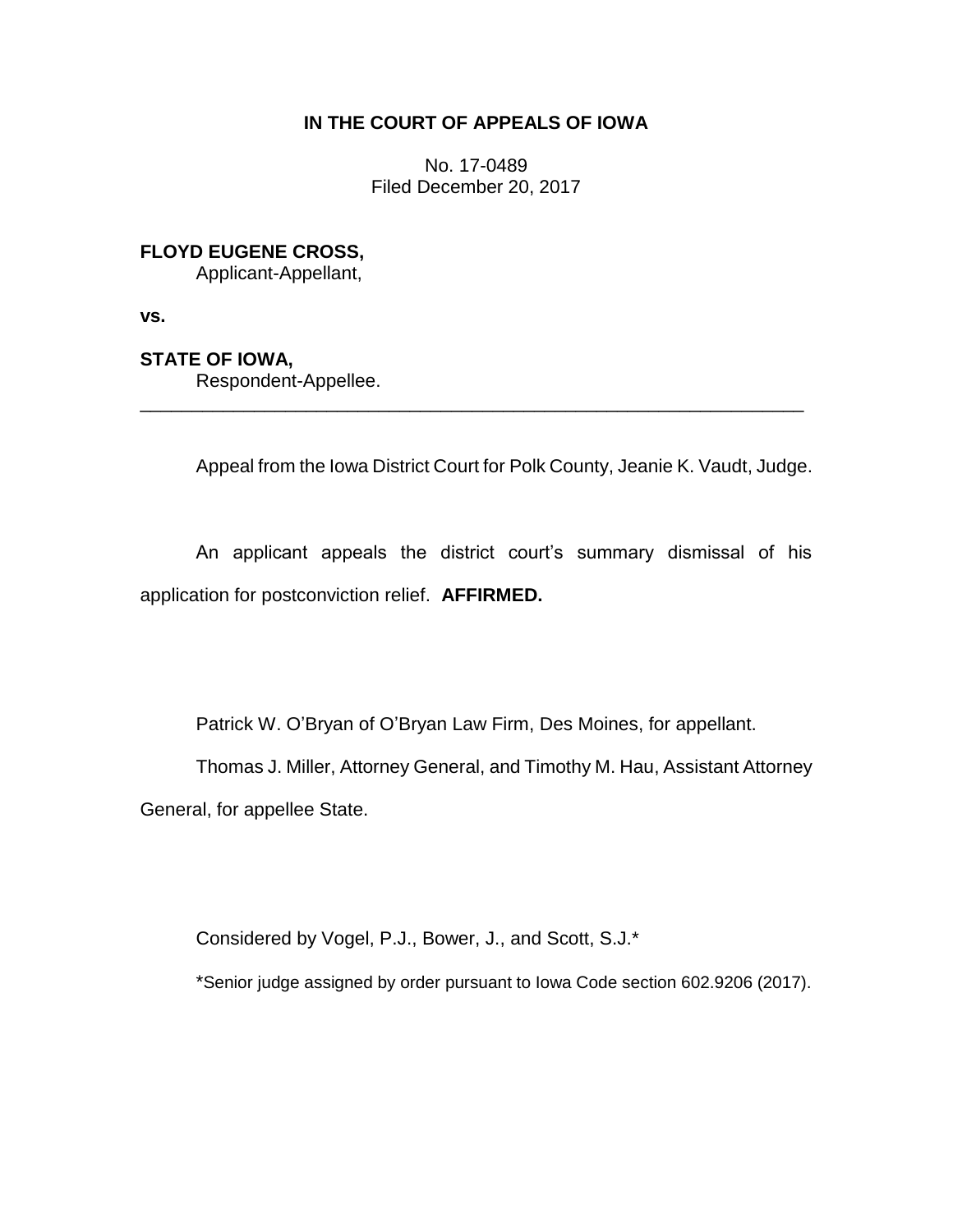**IN THE COURT OF APPEALS OF IOWA**

No. 17-0489
Filed December 20, 2017

**FLOYD EUGENE CROSS,**
Applicant-Appellant,

**vs.**

**STATE OF IOWA,**
Respondent-Appellee.

---

Appeal from the Iowa District Court for Polk County, Jeanie K. Vaudt, Judge.

An applicant appeals the district court's summary dismissal of his application for postconviction relief. **AFFIRMED.**

Patrick W. O'Bryan of O'Bryan Law Firm, Des Moines, for appellant.

Thomas J. Miller, Attorney General, and Timothy M. Hau, Assistant Attorney General, for appellee State.

Considered by Vogel, P.J., Bower, J., and Scott, S.J.*

*Senior judge assigned by order pursuant to Iowa Code section 602.9206 (2017).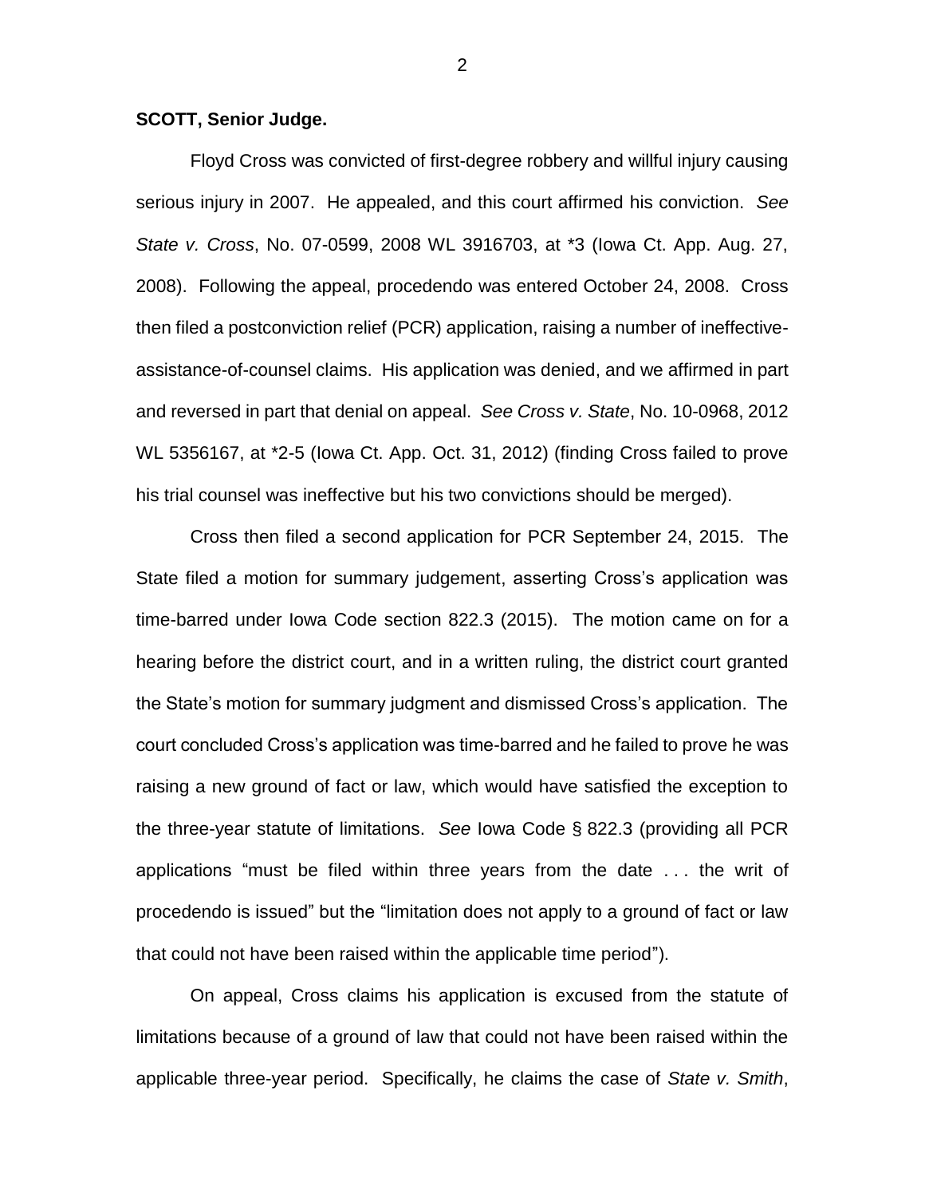**SCOTT, Senior Judge.**

Floyd Cross was convicted of first-degree robbery and willful injury causing serious injury in 2007. He appealed, and this court affirmed his conviction. *See State v. Cross*, No. 07-0599, 2008 WL 3916703, at *3 (Iowa Ct. App. Aug. 27, 2008). Following the appeal, procedendo was entered October 24, 2008. Cross then filed a postconviction relief (PCR) application, raising a number of ineffective-assistance-of-counsel claims. His application was denied, and we affirmed in part and reversed in part that denial on appeal. *See Cross v. State*, No. 10-0968, 2012 WL 5356167, at *2-5 (Iowa Ct. App. Oct. 31, 2012) (finding Cross failed to prove his trial counsel was ineffective but his two convictions should be merged).

Cross then filed a second application for PCR September 24, 2015. The State filed a motion for summary judgement, asserting Cross's application was time-barred under Iowa Code section 822.3 (2015). The motion came on for a hearing before the district court, and in a written ruling, the district court granted the State's motion for summary judgment and dismissed Cross's application. The court concluded Cross's application was time-barred and he failed to prove he was raising a new ground of fact or law, which would have satisfied the exception to the three-year statute of limitations. *See* Iowa Code § 822.3 (providing all PCR applications "must be filed within three years from the date . . . the writ of procedendo is issued" but the "limitation does not apply to a ground of fact or law that could not have been raised within the applicable time period").

On appeal, Cross claims his application is excused from the statute of limitations because of a ground of law that could not have been raised within the applicable three-year period. Specifically, he claims the case of *State v. Smith*,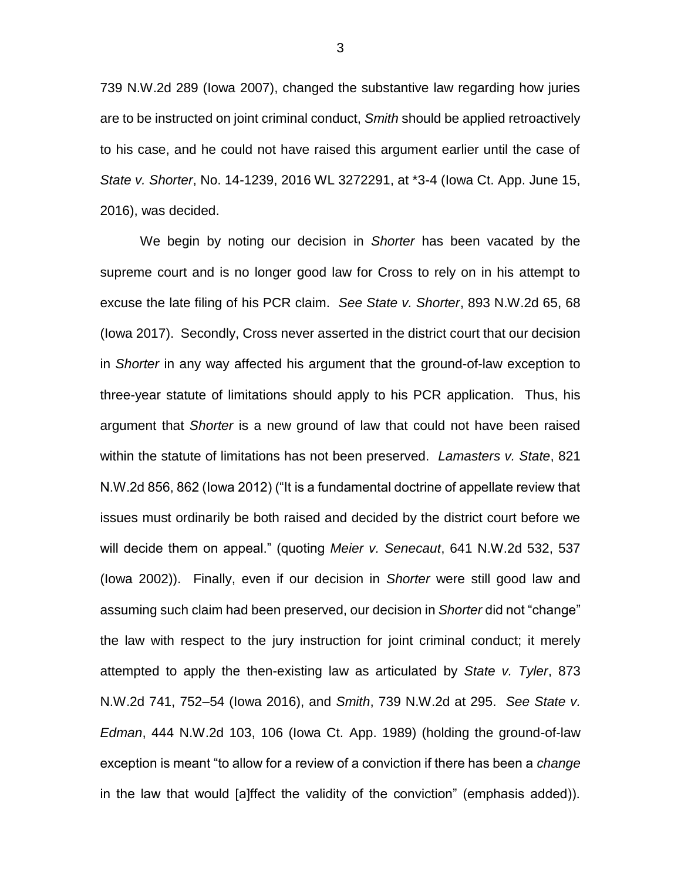739 N.W.2d 289 (Iowa 2007), changed the substantive law regarding how juries are to be instructed on joint criminal conduct, *Smith* should be applied retroactively to his case, and he could not have raised this argument earlier until the case of *State v. Shorter*, No. 14-1239, 2016 WL 3272291, at *3-4 (Iowa Ct. App. June 15, 2016), was decided.

We begin by noting our decision in *Shorter* has been vacated by the supreme court and is no longer good law for Cross to rely on in his attempt to excuse the late filing of his PCR claim. *See State v. Shorter*, 893 N.W.2d 65, 68 (Iowa 2017). Secondly, Cross never asserted in the district court that our decision in *Shorter* in any way affected his argument that the ground-of-law exception to three-year statute of limitations should apply to his PCR application. Thus, his argument that *Shorter* is a new ground of law that could not have been raised within the statute of limitations has not been preserved. *Lamasters v. State*, 821 N.W.2d 856, 862 (Iowa 2012) ("It is a fundamental doctrine of appellate review that issues must ordinarily be both raised and decided by the district court before we will decide them on appeal." (quoting *Meier v. Senecaut*, 641 N.W.2d 532, 537 (Iowa 2002)). Finally, even if our decision in *Shorter* were still good law and assuming such claim had been preserved, our decision in *Shorter* did not "change" the law with respect to the jury instruction for joint criminal conduct; it merely attempted to apply the then-existing law as articulated by *State v. Tyler*, 873 N.W.2d 741, 752–54 (Iowa 2016), and *Smith*, 739 N.W.2d at 295. *See State v. Edman*, 444 N.W.2d 103, 106 (Iowa Ct. App. 1989) (holding the ground-of-law exception is meant "to allow for a review of a conviction if there has been a *change* in the law that would [a]ffect the validity of the conviction" (emphasis added)).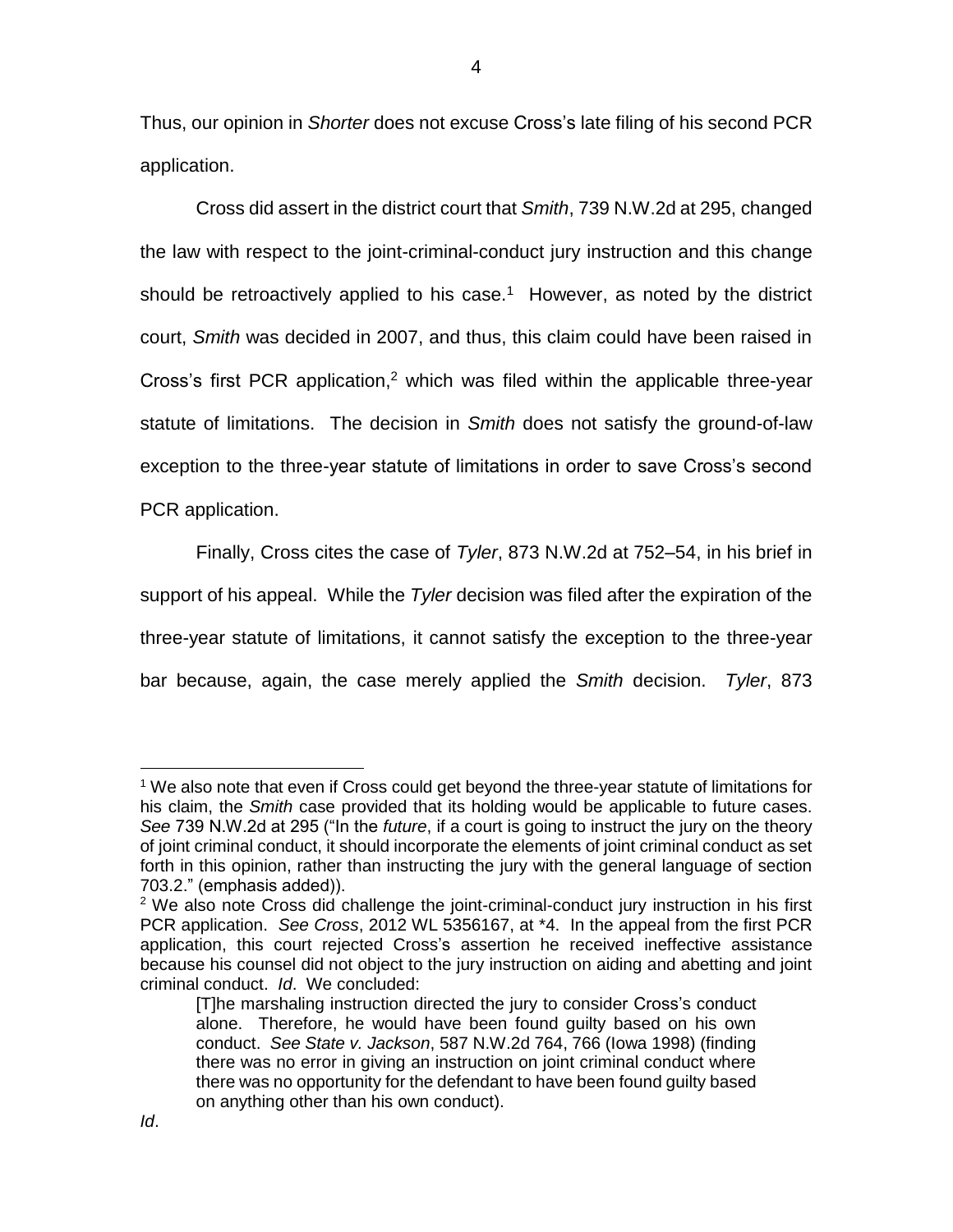Thus, our opinion in *Shorter* does not excuse Cross's late filing of his second PCR application.

Cross did assert in the district court that *Smith*, 739 N.W.2d at 295, changed the law with respect to the joint-criminal-conduct jury instruction and this change should be retroactively applied to his case.[1] However, as noted by the district court, *Smith* was decided in 2007, and thus, this claim could have been raised in Cross's first PCR application,[2] which was filed within the applicable three-year statute of limitations. The decision in *Smith* does not satisfy the ground-of-law exception to the three-year statute of limitations in order to save Cross's second PCR application.

Finally, Cross cites the case of *Tyler*, 873 N.W.2d at 752–54, in his brief in support of his appeal. While the *Tyler* decision was filed after the expiration of the three-year statute of limitations, it cannot satisfy the exception to the three-year bar because, again, the case merely applied the *Smith* decision. *Tyler*, 873

---

[1] We also note that even if Cross could get beyond the three-year statute of limitations for his claim, the *Smith* case provided that its holding would be applicable to future cases. *See* 739 N.W.2d at 295 ("In the *future*, if a court is going to instruct the jury on the theory of joint criminal conduct, it should incorporate the elements of joint criminal conduct as set forth in this opinion, rather than instructing the jury with the general language of section 703.2." (emphasis added)).

[2] We also note Cross did challenge the joint-criminal-conduct jury instruction in his first PCR application. *See Cross*, 2012 WL 5356167, at *4. In the appeal from the first PCR application, this court rejected Cross's assertion he received ineffective assistance because his counsel did not object to the jury instruction on aiding and abetting and joint criminal conduct. *Id*. We concluded:

> [T]he marshaling instruction directed the jury to consider Cross's conduct alone. Therefore, he would have been found guilty based on his own conduct. *See State v. Jackson*, 587 N.W.2d 764, 766 (Iowa 1998) (finding there was no error in giving an instruction on joint criminal conduct where there was no opportunity for the defendant to have been found guilty based on anything other than his own conduct).

*Id*.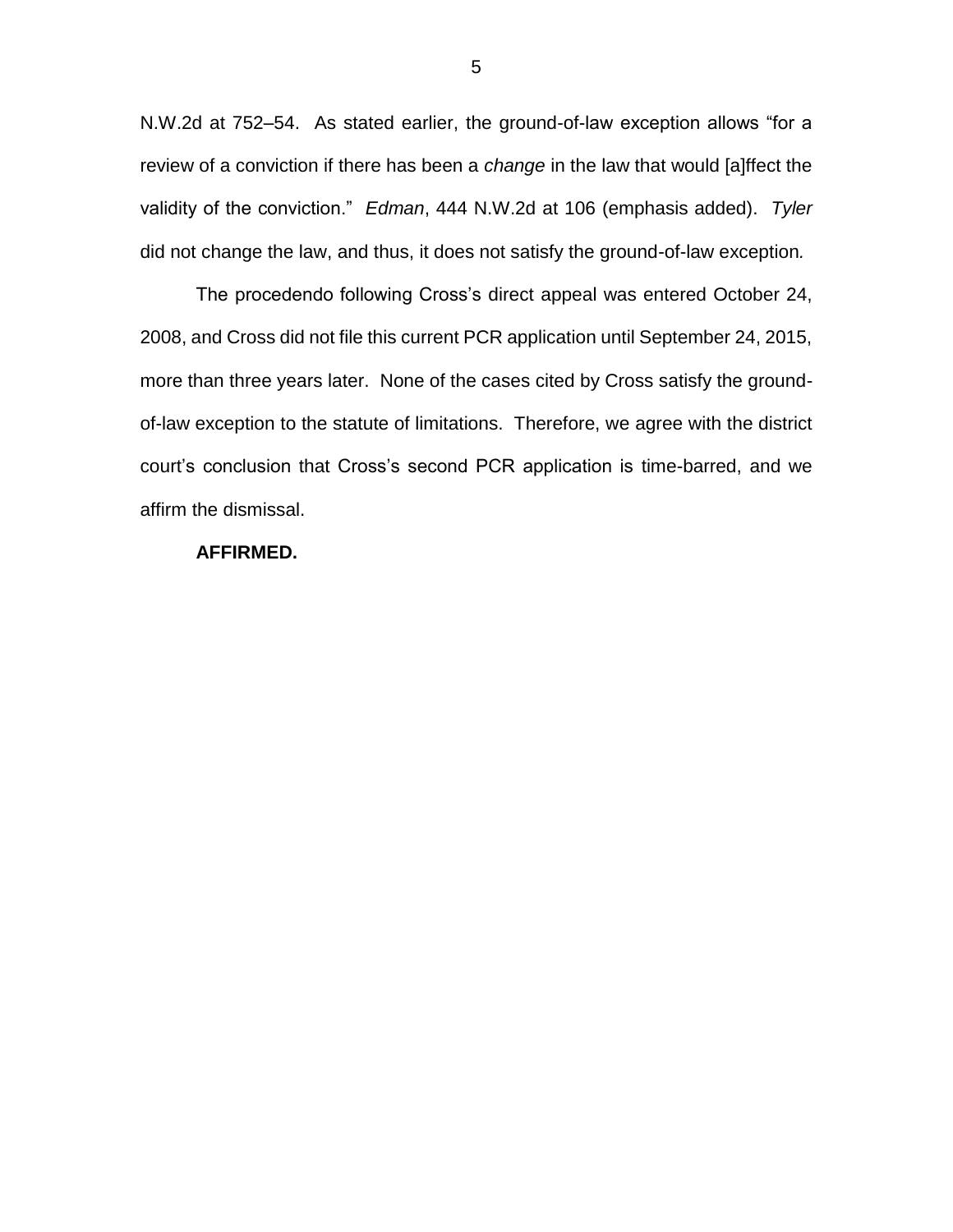N.W.2d at 752–54. As stated earlier, the ground-of-law exception allows "for a review of a conviction if there has been a *change* in the law that would [a]ffect the validity of the conviction." *Edman*, 444 N.W.2d at 106 (emphasis added). *Tyler* did not change the law, and thus, it does not satisfy the ground-of-law exception.

The procedendo following Cross's direct appeal was entered October 24, 2008, and Cross did not file this current PCR application until September 24, 2015, more than three years later. None of the cases cited by Cross satisfy the ground-of-law exception to the statute of limitations. Therefore, we agree with the district court's conclusion that Cross's second PCR application is time-barred, and we affirm the dismissal.

**AFFIRMED.**